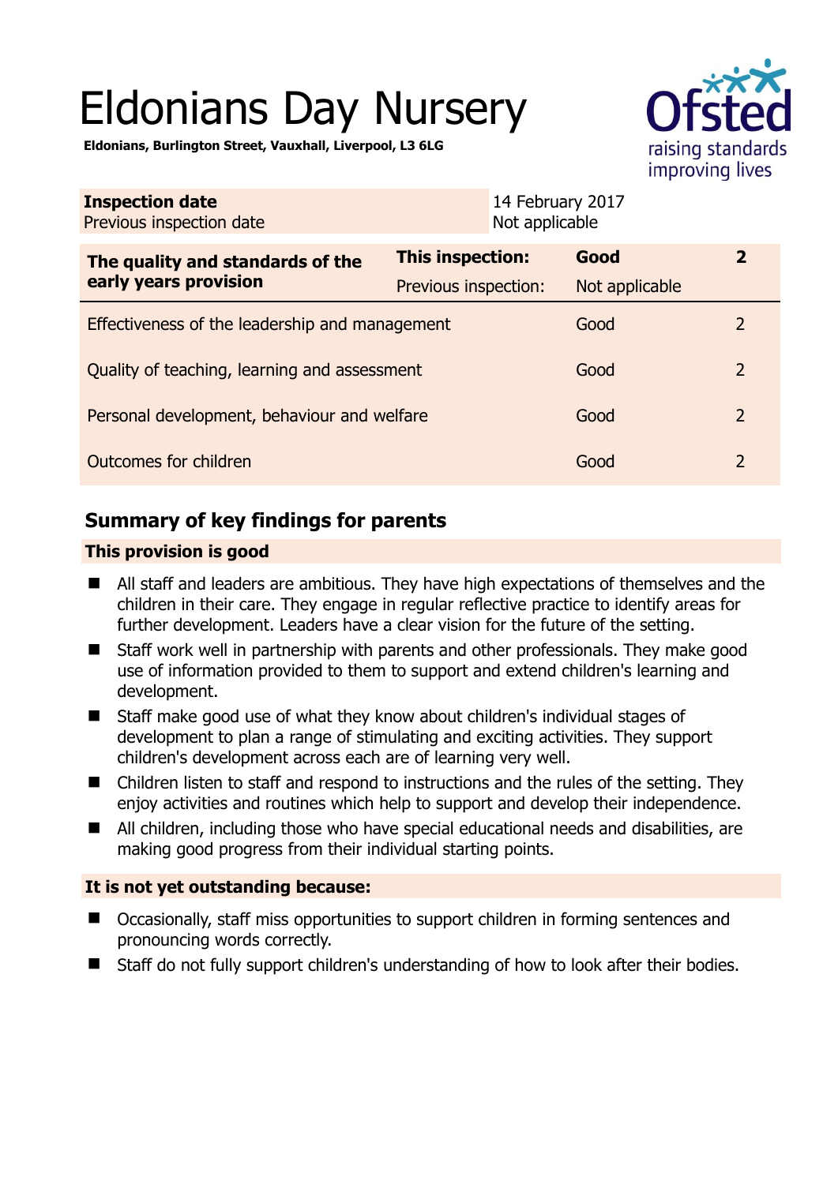# Eldonians Day Nursery

**Eldonians, Burlington Street, Vauxhall, Liverpool, L3 6LG**

| **Inspection date** | 14 February 2017 |
|---|---|
| Previous inspection date | Not applicable |

| **The quality and standards of the early years provision** | **This inspection:** | **Good** | **2** |
|---|---|---|---|
| | Previous inspection: | Not applicable | |
| Effectiveness of the leadership and management | | Good | 2 |
| Quality of teaching, learning and assessment | | Good | 2 |
| Personal development, behaviour and welfare | | Good | 2 |
| Outcomes for children | | Good | 2 |

## Summary of key findings for parents

### This provision is good

- All staff and leaders are ambitious. They have high expectations of themselves and the children in their care. They engage in regular reflective practice to identify areas for further development. Leaders have a clear vision for the future of the setting.
- Staff work well in partnership with parents and other professionals. They make good use of information provided to them to support and extend children's learning and development.
- Staff make good use of what they know about children's individual stages of development to plan a range of stimulating and exciting activities. They support children's development across each are of learning very well.
- Children listen to staff and respond to instructions and the rules of the setting. They enjoy activities and routines which help to support and develop their independence.
- All children, including those who have special educational needs and disabilities, are making good progress from their individual starting points.

### It is not yet outstanding because:

- Occasionally, staff miss opportunities to support children in forming sentences and pronouncing words correctly.
- Staff do not fully support children's understanding of how to look after their bodies.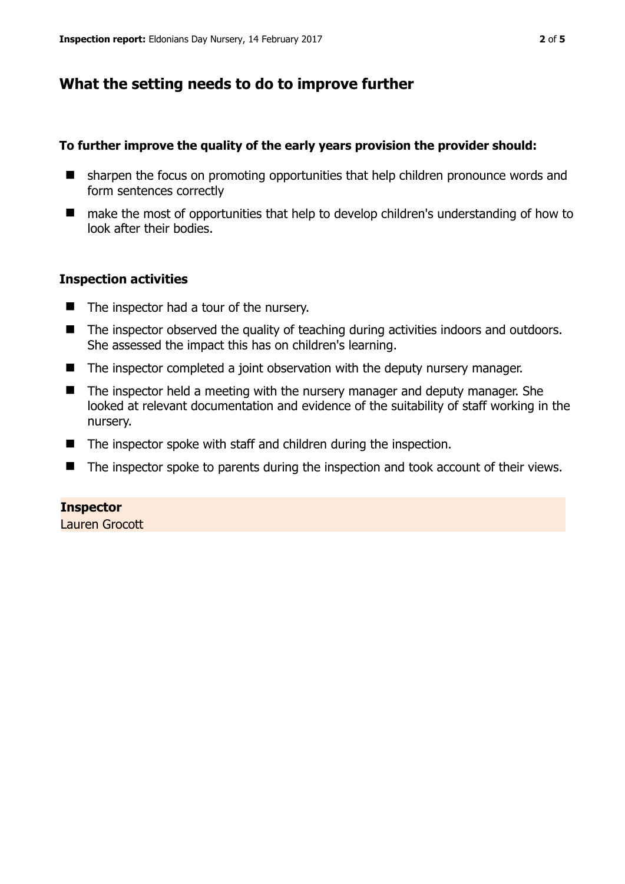## What the setting needs to do to improve further

**To further improve the quality of the early years provision the provider should:**

- sharpen the focus on promoting opportunities that help children pronounce words and form sentences correctly
- make the most of opportunities that help to develop children's understanding of how to look after their bodies.

### Inspection activities

- The inspector had a tour of the nursery.
- The inspector observed the quality of teaching during activities indoors and outdoors. She assessed the impact this has on children's learning.
- The inspector completed a joint observation with the deputy nursery manager.
- The inspector held a meeting with the nursery manager and deputy manager. She looked at relevant documentation and evidence of the suitability of staff working in the nursery.
- The inspector spoke with staff and children during the inspection.
- The inspector spoke to parents during the inspection and took account of their views.

**Inspector**
Lauren Grocott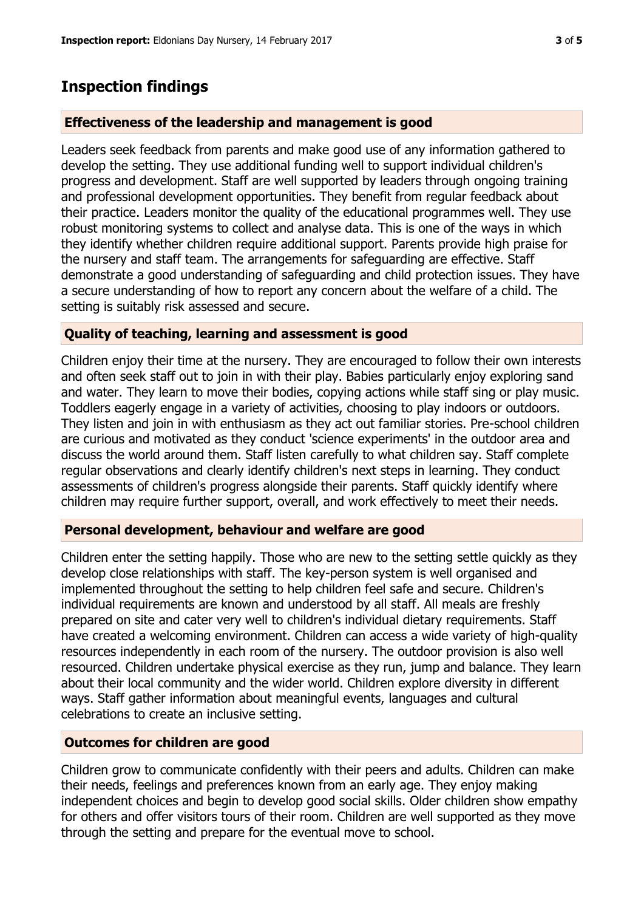## Inspection findings

### Effectiveness of the leadership and management is good

Leaders seek feedback from parents and make good use of any information gathered to develop the setting. They use additional funding well to support individual children's progress and development. Staff are well supported by leaders through ongoing training and professional development opportunities. They benefit from regular feedback about their practice. Leaders monitor the quality of the educational programmes well. They use robust monitoring systems to collect and analyse data. This is one of the ways in which they identify whether children require additional support. Parents provide high praise for the nursery and staff team. The arrangements for safeguarding are effective. Staff demonstrate a good understanding of safeguarding and child protection issues. They have a secure understanding of how to report any concern about the welfare of a child. The setting is suitably risk assessed and secure.

### Quality of teaching, learning and assessment is good

Children enjoy their time at the nursery. They are encouraged to follow their own interests and often seek staff out to join in with their play. Babies particularly enjoy exploring sand and water. They learn to move their bodies, copying actions while staff sing or play music. Toddlers eagerly engage in a variety of activities, choosing to play indoors or outdoors. They listen and join in with enthusiasm as they act out familiar stories. Pre-school children are curious and motivated as they conduct 'science experiments' in the outdoor area and discuss the world around them. Staff listen carefully to what children say. Staff complete regular observations and clearly identify children's next steps in learning. They conduct assessments of children's progress alongside their parents. Staff quickly identify where children may require further support, overall, and work effectively to meet their needs.

### Personal development, behaviour and welfare are good

Children enter the setting happily. Those who are new to the setting settle quickly as they develop close relationships with staff. The key-person system is well organised and implemented throughout the setting to help children feel safe and secure. Children's individual requirements are known and understood by all staff. All meals are freshly prepared on site and cater very well to children's individual dietary requirements. Staff have created a welcoming environment. Children can access a wide variety of high-quality resources independently in each room of the nursery. The outdoor provision is also well resourced. Children undertake physical exercise as they run, jump and balance. They learn about their local community and the wider world. Children explore diversity in different ways. Staff gather information about meaningful events, languages and cultural celebrations to create an inclusive setting.

### Outcomes for children are good

Children grow to communicate confidently with their peers and adults. Children can make their needs, feelings and preferences known from an early age. They enjoy making independent choices and begin to develop good social skills. Older children show empathy for others and offer visitors tours of their room. Children are well supported as they move through the setting and prepare for the eventual move to school.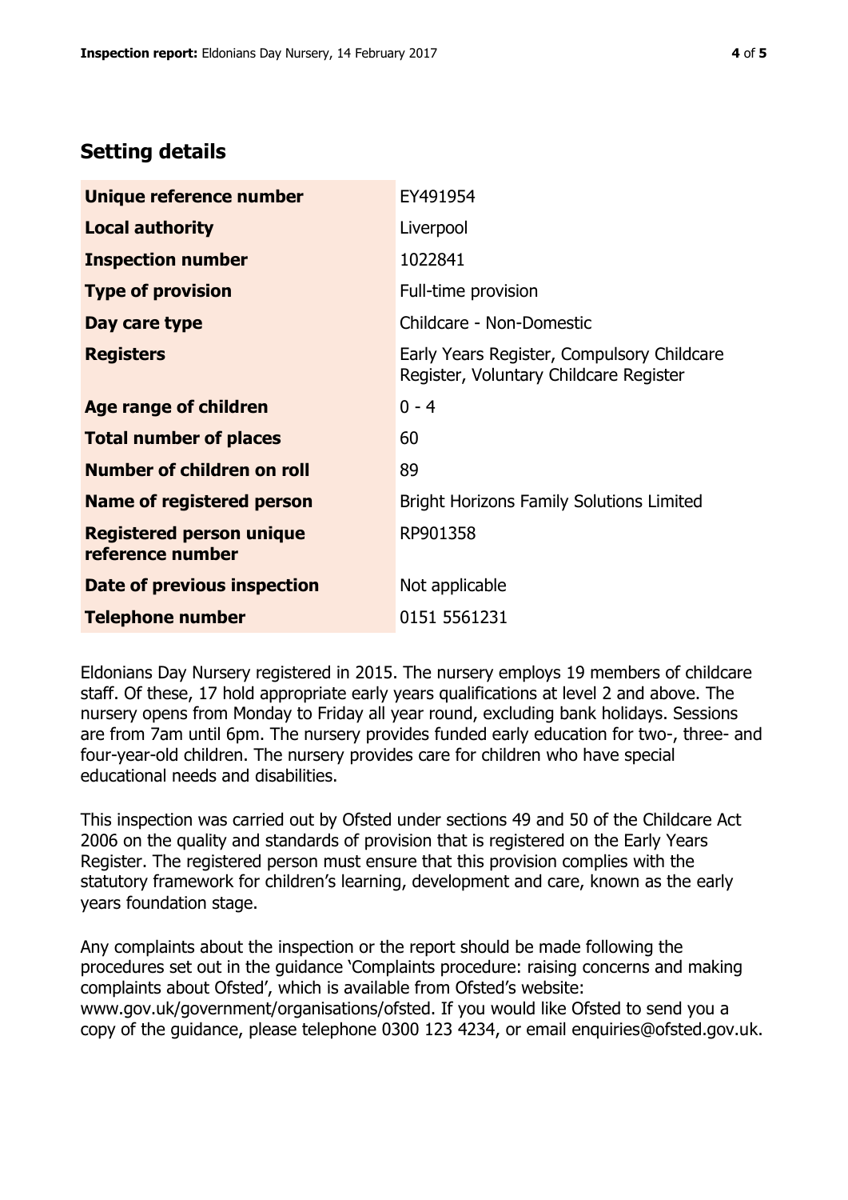## Setting details

| | |
|---|---|
| **Unique reference number** | EY491954 |
| **Local authority** | Liverpool |
| **Inspection number** | 1022841 |
| **Type of provision** | Full-time provision |
| **Day care type** | Childcare - Non-Domestic |
| **Registers** | Early Years Register, Compulsory Childcare Register, Voluntary Childcare Register |
| **Age range of children** | 0 - 4 |
| **Total number of places** | 60 |
| **Number of children on roll** | 89 |
| **Name of registered person** | Bright Horizons Family Solutions Limited |
| **Registered person unique reference number** | RP901358 |
| **Date of previous inspection** | Not applicable |
| **Telephone number** | 0151 5561231 |

Eldonians Day Nursery registered in 2015. The nursery employs 19 members of childcare staff. Of these, 17 hold appropriate early years qualifications at level 2 and above. The nursery opens from Monday to Friday all year round, excluding bank holidays. Sessions are from 7am until 6pm. The nursery provides funded early education for two-, three- and four-year-old children. The nursery provides care for children who have special educational needs and disabilities.

This inspection was carried out by Ofsted under sections 49 and 50 of the Childcare Act 2006 on the quality and standards of provision that is registered on the Early Years Register. The registered person must ensure that this provision complies with the statutory framework for children's learning, development and care, known as the early years foundation stage.

Any complaints about the inspection or the report should be made following the procedures set out in the guidance 'Complaints procedure: raising concerns and making complaints about Ofsted', which is available from Ofsted's website: www.gov.uk/government/organisations/ofsted. If you would like Ofsted to send you a copy of the guidance, please telephone 0300 123 4234, or email enquiries@ofsted.gov.uk.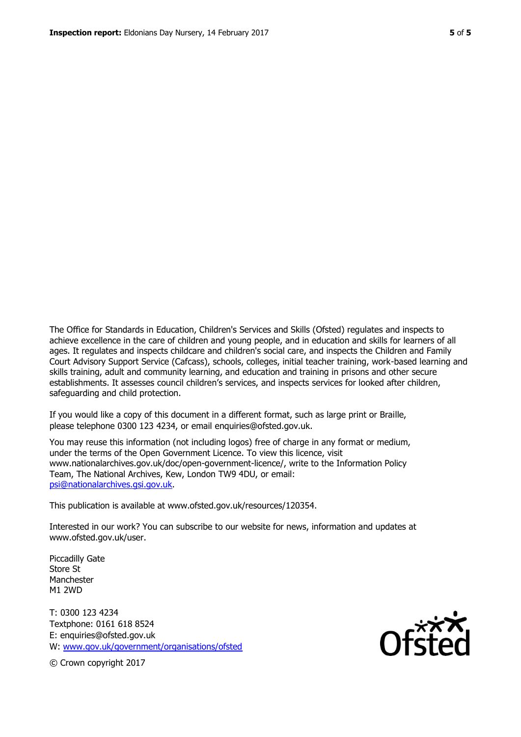The Office for Standards in Education, Children's Services and Skills (Ofsted) regulates and inspects to achieve excellence in the care of children and young people, and in education and skills for learners of all ages. It regulates and inspects childcare and children's social care, and inspects the Children and Family Court Advisory Support Service (Cafcass), schools, colleges, initial teacher training, work-based learning and skills training, adult and community learning, and education and training in prisons and other secure establishments. It assesses council children's services, and inspects services for looked after children, safeguarding and child protection.

If you would like a copy of this document in a different format, such as large print or Braille, please telephone 0300 123 4234, or email enquiries@ofsted.gov.uk.

You may reuse this information (not including logos) free of charge in any format or medium, under the terms of the Open Government Licence. To view this licence, visit www.nationalarchives.gov.uk/doc/open-government-licence/, write to the Information Policy Team, The National Archives, Kew, London TW9 4DU, or email: psi@nationalarchives.gsi.gov.uk.

This publication is available at www.ofsted.gov.uk/resources/120354.

Interested in our work? You can subscribe to our website for news, information and updates at www.ofsted.gov.uk/user.

Piccadilly Gate  
Store St  
Manchester  
M1 2WD

T: 0300 123 4234  
Textphone: 0161 618 8524  
E: enquiries@ofsted.gov.uk  
W: www.gov.uk/government/organisations/ofsted

© Crown copyright 2017